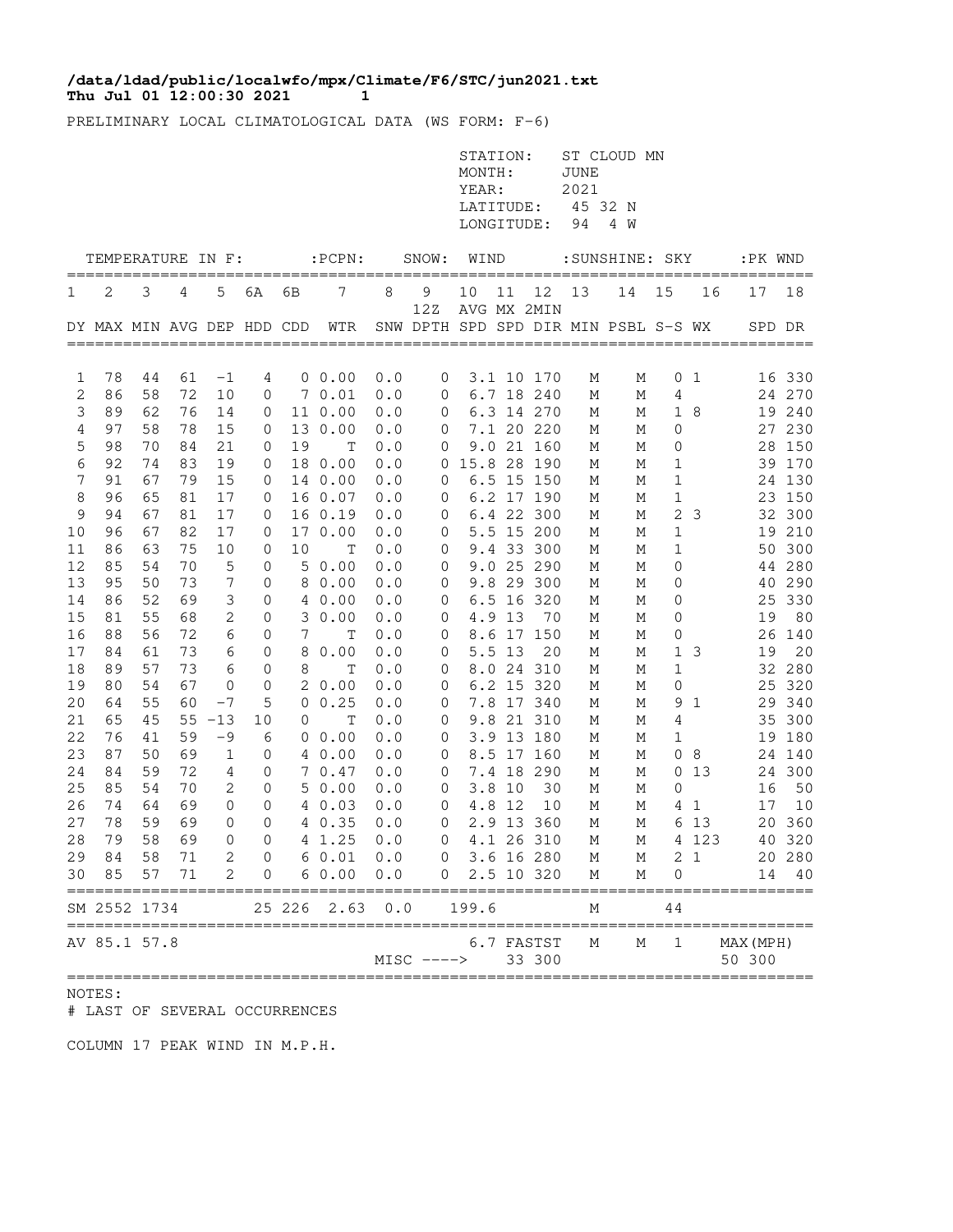**/data/ldad/public/localwfo/mpx/Climate/F6/STC/jun2021.txt**
**Thu Jul 01 12:00:30 2021 1**

PRELIMINARY LOCAL CLIMATOLOGICAL DATA (WS FORM: F-6)

STATION: ST CLOUD MN
MONTH: JUNE
YEAR: 2021
LATITUDE: 45 32 N
LONGITUDE: 94 4 W

| TEMPERATURE IN F: | | | | | | | :PCPN: | SNOW: | | WIND | | | :SUNSHINE: | | SKY | | :PK WND | |
|---|---|---|---|---|---|---|---|---|---|---|---|---|---|---|---|---|---|---|
| 1 | 2 | 3 | 4 | 5 | 6A | 6B | 7 | 8 | 9 12Z | 10 AVG | 11 MX | 12 2MIN | 13 | 14 | 15 | 16 | 17 | 18 |
| DY | MAX | MIN | AVG | DEP | HDD | CDD | WTR | SNW | DPTH | SPD | SPD | DIR | MIN | PSBL | S-S | WX | SPD | DR |
| 1 | 78 | 44 | 61 | -1 | 4 | 0 | 0.00 | 0.0 | 0 | 3.1 | 10 | 170 | M | M | 0 | 1 | 16 | 330 |
| 2 | 86 | 58 | 72 | 10 | 0 | 7 | 0.01 | 0.0 | 0 | 6.7 | 18 | 240 | M | M | 4 | | 24 | 270 |
| 3 | 89 | 62 | 76 | 14 | 0 | 11 | 0.00 | 0.0 | 0 | 6.3 | 14 | 270 | M | M | 1 | 8 | 19 | 240 |
| 4 | 97 | 58 | 78 | 15 | 0 | 13 | 0.00 | 0.0 | 0 | 7.1 | 20 | 220 | M | M | 0 | | 27 | 230 |
| 5 | 98 | 70 | 84 | 21 | 0 | 19 | T | 0.0 | 0 | 9.0 | 21 | 160 | M | M | 0 | | 28 | 150 |
| 6 | 92 | 74 | 83 | 19 | 0 | 18 | 0.00 | 0.0 | 0 | 15.8 | 28 | 190 | M | M | 1 | | 39 | 170 |
| 7 | 91 | 67 | 79 | 15 | 0 | 14 | 0.00 | 0.0 | 0 | 6.5 | 15 | 150 | M | M | 1 | | 24 | 130 |
| 8 | 96 | 65 | 81 | 17 | 0 | 16 | 0.07 | 0.0 | 0 | 6.2 | 17 | 190 | M | M | 1 | | 23 | 150 |
| 9 | 94 | 67 | 81 | 17 | 0 | 16 | 0.19 | 0.0 | 0 | 6.4 | 22 | 300 | M | M | 2 | 3 | 32 | 300 |
| 10 | 96 | 67 | 82 | 17 | 0 | 17 | 0.00 | 0.0 | 0 | 5.5 | 15 | 200 | M | M | 1 | | 19 | 210 |
| 11 | 86 | 63 | 75 | 10 | 0 | 10 | T | 0.0 | 0 | 9.4 | 33 | 300 | M | M | 1 | | 50 | 300 |
| 12 | 85 | 54 | 70 | 5 | 0 | 5 | 0.00 | 0.0 | 0 | 9.0 | 25 | 290 | M | M | 0 | | 44 | 280 |
| 13 | 95 | 50 | 73 | 7 | 0 | 8 | 0.00 | 0.0 | 0 | 9.8 | 29 | 300 | M | M | 0 | | 40 | 290 |
| 14 | 86 | 52 | 69 | 3 | 0 | 4 | 0.00 | 0.0 | 0 | 6.5 | 16 | 320 | M | M | 0 | | 25 | 330 |
| 15 | 81 | 55 | 68 | 2 | 0 | 3 | 0.00 | 0.0 | 0 | 4.9 | 13 | 70 | M | M | 0 | | 19 | 80 |
| 16 | 88 | 56 | 72 | 6 | 0 | 7 | T | 0.0 | 0 | 8.6 | 17 | 150 | M | M | 0 | | 26 | 140 |
| 17 | 84 | 61 | 73 | 6 | 0 | 8 | 0.00 | 0.0 | 0 | 5.5 | 13 | 20 | M | M | 1 | 3 | 19 | 20 |
| 18 | 89 | 57 | 73 | 6 | 0 | 8 | T | 0.0 | 0 | 8.0 | 24 | 310 | M | M | 1 | | 32 | 280 |
| 19 | 80 | 54 | 67 | 0 | 0 | 2 | 0.00 | 0.0 | 0 | 6.2 | 15 | 320 | M | M | 0 | | 25 | 320 |
| 20 | 64 | 55 | 60 | -7 | 5 | 0 | 0.25 | 0.0 | 0 | 7.8 | 17 | 340 | M | M | 9 | 1 | 29 | 340 |
| 21 | 65 | 45 | 55 | -13 | 10 | 0 | T | 0.0 | 0 | 9.8 | 21 | 310 | M | M | 4 | | 35 | 300 |
| 22 | 76 | 41 | 59 | -9 | 6 | 0 | 0.00 | 0.0 | 0 | 3.9 | 13 | 180 | M | M | 1 | | 19 | 180 |
| 23 | 87 | 50 | 69 | 1 | 0 | 4 | 0.00 | 0.0 | 0 | 8.5 | 17 | 160 | M | M | 0 | 8 | 24 | 140 |
| 24 | 84 | 59 | 72 | 4 | 0 | 7 | 0.47 | 0.0 | 0 | 7.4 | 18 | 290 | M | M | 0 | 13 | 24 | 300 |
| 25 | 85 | 54 | 70 | 2 | 0 | 5 | 0.00 | 0.0 | 0 | 3.8 | 10 | 30 | M | M | 0 | | 16 | 50 |
| 26 | 74 | 64 | 69 | 0 | 0 | 4 | 0.03 | 0.0 | 0 | 4.8 | 12 | 10 | M | M | 4 | 1 | 17 | 10 |
| 27 | 78 | 59 | 69 | 0 | 0 | 4 | 0.35 | 0.0 | 0 | 2.9 | 13 | 360 | M | M | 6 | 13 | 20 | 360 |
| 28 | 79 | 58 | 69 | 0 | 0 | 4 | 1.25 | 0.0 | 0 | 4.1 | 26 | 310 | M | M | 4 | 123 | 40 | 320 |
| 29 | 84 | 58 | 71 | 2 | 0 | 6 | 0.01 | 0.0 | 0 | 3.6 | 16 | 280 | M | M | 2 | 1 | 20 | 280 |
| 30 | 85 | 57 | 71 | 2 | 0 | 6 | 0.00 | 0.0 | 0 | 2.5 | 10 | 320 | M | M | 0 | | 14 | 40 |
| SM | 2552 | 1734 | | | 25 | 226 | 2.63 | 0.0 | | 199.6 | | | M | | 44 | | | |
| AV | 85.1 | 57.8 | | | | | | | | 6.7 | FASTST | | M | M | 1 | | MAX(MPH) | |
| | | | | | | | | MISC ----> | | | 33 | 300 | | | | | 50 | 300 |

NOTES:
# LAST OF SEVERAL OCCURRENCES

COLUMN 17 PEAK WIND IN M.P.H.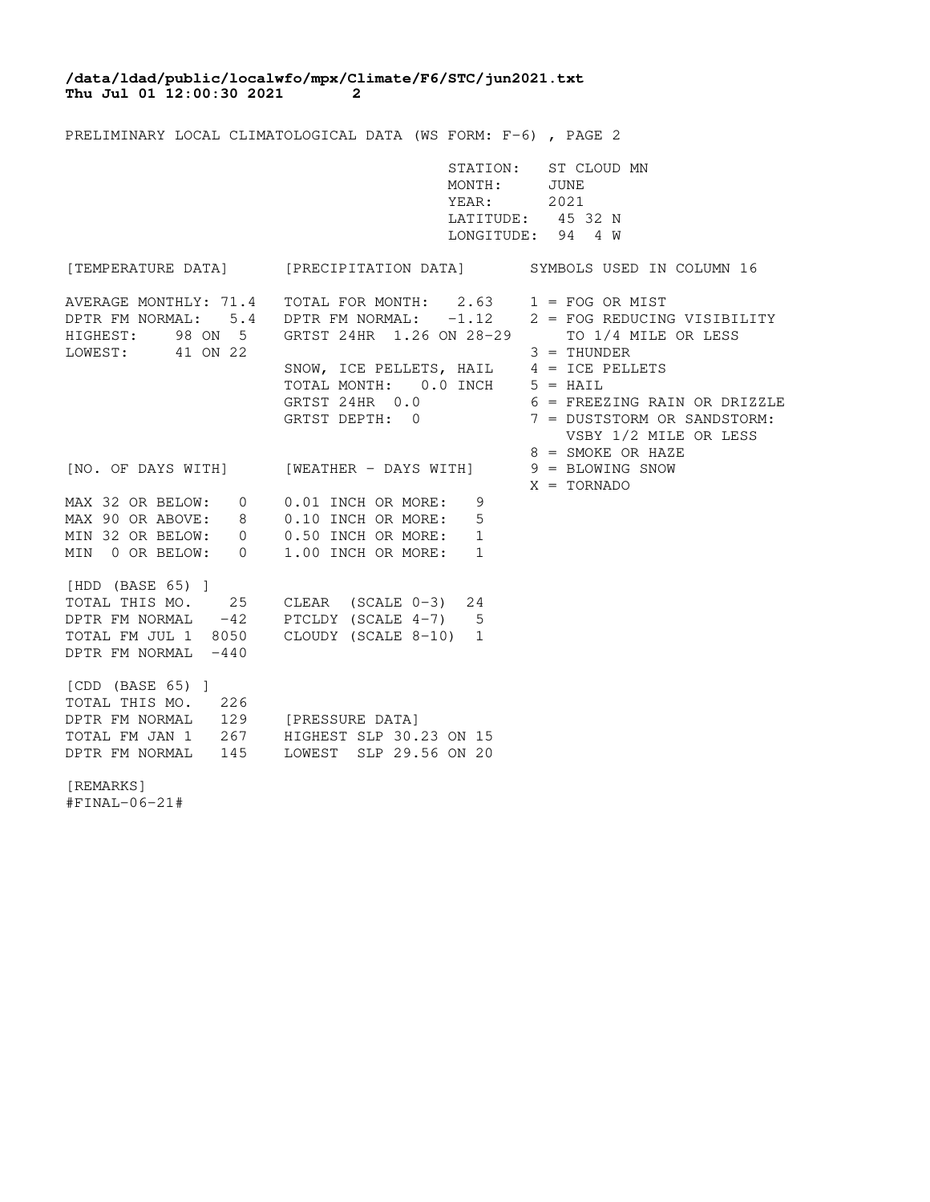**/data/ldad/public/localwfo/mpx/Climate/F6/STC/jun2021.txt**
**Thu Jul 01 12:00:30 2021**

PRELIMINARY LOCAL CLIMATOLOGICAL DATA (WS FORM: F-6) , PAGE 2

```
                                      STATION:   ST CLOUD MN
                                      MONTH:     JUNE
                                      YEAR:      2021
                                      LATITUDE:   45 32 N
                                      LONGITUDE:  94  4 W

[TEMPERATURE DATA]      [PRECIPITATION DATA]       SYMBOLS USED IN COLUMN 16

AVERAGE MONTHLY: 71.4   TOTAL FOR MONTH:   2.63    1 = FOG OR MIST
DPTR FM NORMAL:   5.4   DPTR FM NORMAL:   -1.12    2 = FOG REDUCING VISIBILITY
HIGHEST:    98 ON  5    GRTST 24HR  1.26 ON 28-29      TO 1/4 MILE OR LESS
LOWEST:     41 ON 22                               3 = THUNDER
                        SNOW, ICE PELLETS, HAIL    4 = ICE PELLETS
                        TOTAL MONTH:   0.0 INCH    5 = HAIL
                        GRTST 24HR  0.0            6 = FREEZING RAIN OR DRIZZLE
                        GRTST DEPTH:  0            7 = DUSTSTORM OR SANDSTORM:
                                                       VSBY 1/2 MILE OR LESS
                                                   8 = SMOKE OR HAZE
[NO. OF DAYS WITH]      [WEATHER - DAYS WITH]      9 = BLOWING SNOW
                                                   X = TORNADO
MAX 32 OR BELOW:   0    0.01 INCH OR MORE:   9
MAX 90 OR ABOVE:   8    0.10 INCH OR MORE:   5
MIN 32 OR BELOW:   0    0.50 INCH OR MORE:   1
MIN  0 OR BELOW:   0    1.00 INCH OR MORE:   1

[HDD (BASE 65) ]
TOTAL THIS MO.    25    CLEAR  (SCALE 0-3)  24
DPTR FM NORMAL   -42    PTCLDY (SCALE 4-7)   5
TOTAL FM JUL 1  8050    CLOUDY (SCALE 8-10)  1
DPTR FM NORMAL  -440

[CDD (BASE 65) ]
TOTAL THIS MO.   226
DPTR FM NORMAL   129    [PRESSURE DATA]
TOTAL FM JAN 1   267    HIGHEST SLP 30.23 ON 15
DPTR FM NORMAL   145    LOWEST  SLP 29.56 ON 20

[REMARKS]
#FINAL-06-21#
```